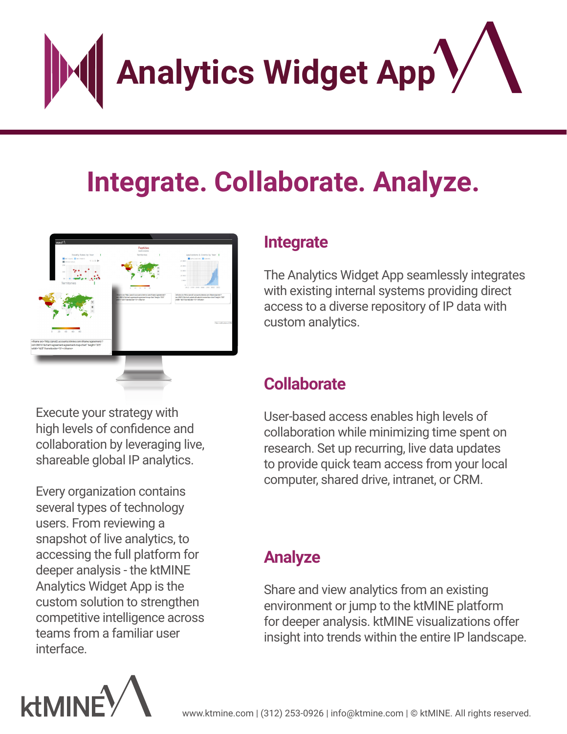# Analytics Widget App

## Integrate. Collaborate. Analyze.

### Integrate

The Analytics Widget App seamlessly integrates with existing internal systems providing direct access to a diverse repository of IP data with custom analytics.

### Collaborate

User-based access enables high levels of collaboration while minimizing time spent on research. Set up recurring, live data updates to provide quick team access from your local computer, shared drive, intranet, or CRM.

### Analyze

Share and view analytics from an existing environment or jump to the ktMINE platform for deeper analysis. ktMINE visualizations offer insight into trends within the entire IP landscape.

Execute your strategy with high levels of confidence and collaboration by leveraging live, shareable global IP analytics.

Every organization contains several types of technology users. From reviewing a snapshot of live analytics, to accessing the full platform for deeper analysis - the ktMINE Analytics Widget App is the custom solution to strengthen competitive intelligence across teams from a familiar user interface.

ktMINE

www.ktmine.com | (312) 253-0926 | info@ktmine.com | © ktMINE. All rights reserved.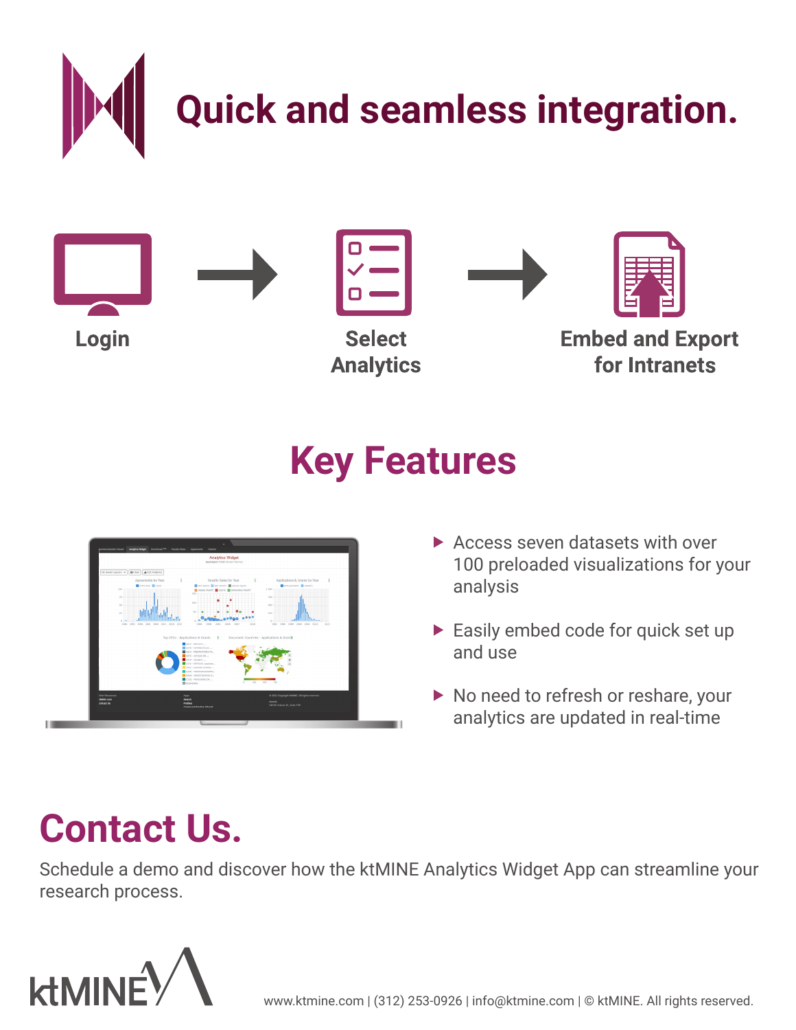# Quick and seamless integration.

Login

Select Analytics

Embed and Export for Intranets

## Key Features

- Access seven datasets with over 100 preloaded visualizations for your analysis
- Easily embed code for quick set up and use
- No need to refresh or reshare, your analytics are updated in real-time

## Contact Us.

Schedule a demo and discover how the ktMINE Analytics Widget App can streamline your research process.

www.ktmine.com | (312) 253-0926 | info@ktmine.com | © ktMINE. All rights reserved.